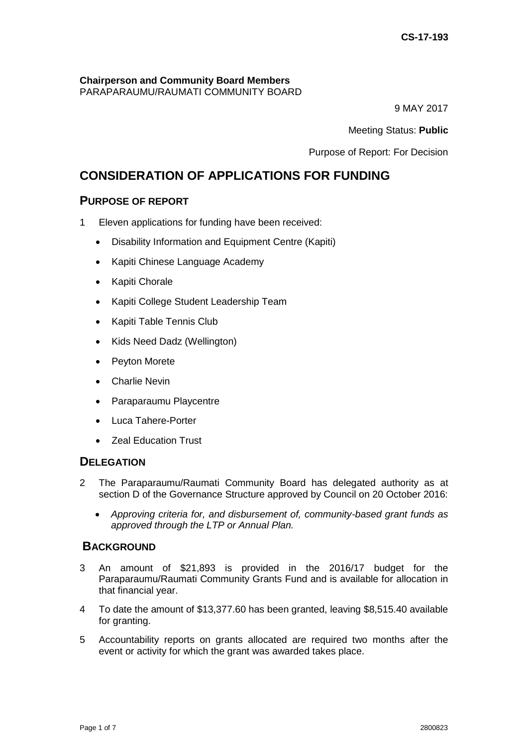CS-17-193

**Chairperson and Community Board Members**
PARAPARAUMU/RAUMATI COMMUNITY BOARD

9 MAY 2017

Meeting Status: **Public**

Purpose of Report: For Decision

# CONSIDERATION OF APPLICATIONS FOR FUNDING

## PURPOSE OF REPORT

1 Eleven applications for funding have been received:

- Disability Information and Equipment Centre (Kapiti)
- Kapiti Chinese Language Academy
- Kapiti Chorale
- Kapiti College Student Leadership Team
- Kapiti Table Tennis Club
- Kids Need Dadz (Wellington)
- Peyton Morete
- Charlie Nevin
- Paraparaumu Playcentre
- Luca Tahere-Porter
- Zeal Education Trust

## DELEGATION

2 The Paraparaumu/Raumati Community Board has delegated authority as at section D of the Governance Structure approved by Council on 20 October 2016:

- *Approving criteria for, and disbursement of, community-based grant funds as approved through the LTP or Annual Plan.*

## BACKGROUND

3 An amount of $21,893 is provided in the 2016/17 budget for the Paraparaumu/Raumati Community Grants Fund and is available for allocation in that financial year.

4 To date the amount of $13,377.60 has been granted, leaving $8,515.40 available for granting.

5 Accountability reports on grants allocated are required two months after the event or activity for which the grant was awarded takes place.

2800823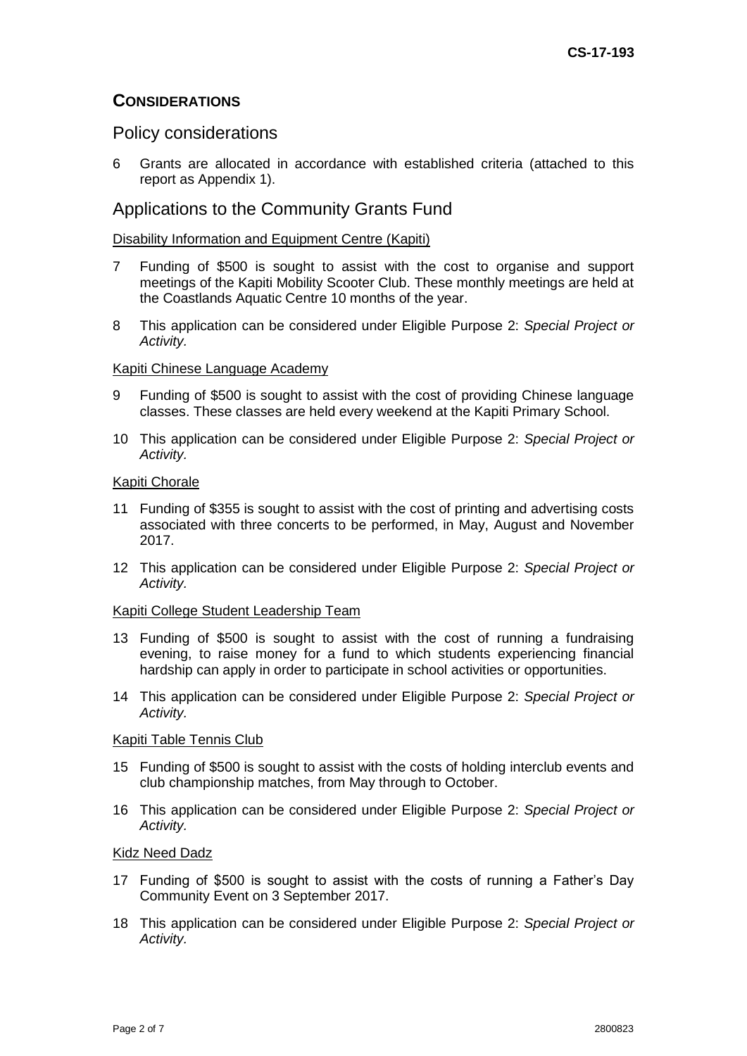## **CONSIDERATIONS**

### Policy considerations

6 Grants are allocated in accordance with established criteria (attached to this report as Appendix 1).

### Applications to the Community Grants Fund

Disability Information and Equipment Centre (Kapiti)

7 Funding of $500 is sought to assist with the cost to organise and support meetings of the Kapiti Mobility Scooter Club. These monthly meetings are held at the Coastlands Aquatic Centre 10 months of the year.

8 This application can be considered under Eligible Purpose 2: *Special Project or Activity*.

Kapiti Chinese Language Academy

9 Funding of $500 is sought to assist with the cost of providing Chinese language classes. These classes are held every weekend at the Kapiti Primary School.

10 This application can be considered under Eligible Purpose 2: *Special Project or Activity*.

Kapiti Chorale

11 Funding of $355 is sought to assist with the cost of printing and advertising costs associated with three concerts to be performed, in May, August and November 2017.

12 This application can be considered under Eligible Purpose 2: *Special Project or Activity*.

Kapiti College Student Leadership Team

13 Funding of $500 is sought to assist with the cost of running a fundraising evening, to raise money for a fund to which students experiencing financial hardship can apply in order to participate in school activities or opportunities.

14 This application can be considered under Eligible Purpose 2: *Special Project or Activity*.

Kapiti Table Tennis Club

15 Funding of $500 is sought to assist with the costs of holding interclub events and club championship matches, from May through to October.

16 This application can be considered under Eligible Purpose 2: *Special Project or Activity*.

Kidz Need Dadz

17 Funding of $500 is sought to assist with the costs of running a Father's Day Community Event on 3 September 2017.

18 This application can be considered under Eligible Purpose 2: *Special Project or Activity*.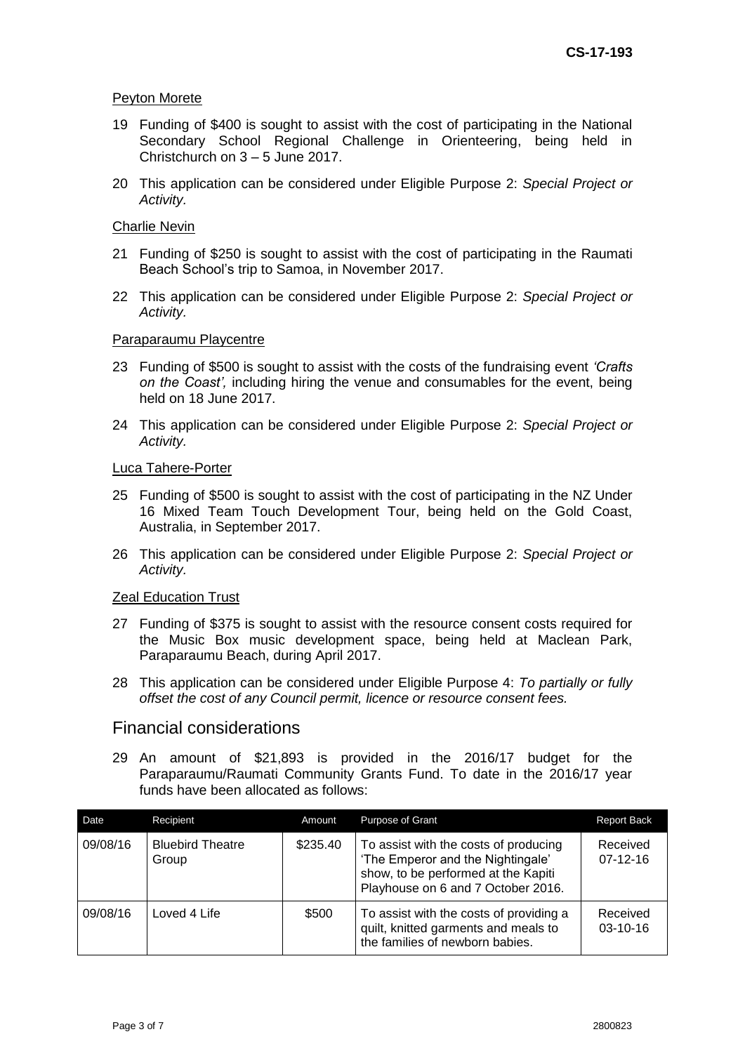Peyton Morete

19 Funding of $400 is sought to assist with the cost of participating in the National Secondary School Regional Challenge in Orienteering, being held in Christchurch on 3 – 5 June 2017.

20 This application can be considered under Eligible Purpose 2: *Special Project or Activity*.

Charlie Nevin

21 Funding of $250 is sought to assist with the cost of participating in the Raumati Beach School's trip to Samoa, in November 2017.

22 This application can be considered under Eligible Purpose 2: *Special Project or Activity*.

Paraparaumu Playcentre

23 Funding of $500 is sought to assist with the costs of the fundraising event *'Crafts on the Coast',* including hiring the venue and consumables for the event, being held on 18 June 2017.

24 This application can be considered under Eligible Purpose 2: *Special Project or Activity*.

Luca Tahere-Porter

25 Funding of $500 is sought to assist with the cost of participating in the NZ Under 16 Mixed Team Touch Development Tour, being held on the Gold Coast, Australia, in September 2017.

26 This application can be considered under Eligible Purpose 2: *Special Project or Activity*.

Zeal Education Trust

27 Funding of $375 is sought to assist with the resource consent costs required for the Music Box music development space, being held at Maclean Park, Paraparaumu Beach, during April 2017.

28 This application can be considered under Eligible Purpose 4: *To partially or fully offset the cost of any Council permit, licence or resource consent fees.*

## Financial considerations

29 An amount of $21,893 is provided in the 2016/17 budget for the Paraparaumu/Raumati Community Grants Fund. To date in the 2016/17 year funds have been allocated as follows:

| Date | Recipient | Amount | Purpose of Grant | Report Back |
|---|---|---|---|---|
| 09/08/16 | Bluebird Theatre Group | $235.40 | To assist with the costs of producing 'The Emperor and the Nightingale' show, to be performed at the Kapiti Playhouse on 6 and 7 October 2016. | Received 07-12-16 |
| 09/08/16 | Loved 4 Life | $500 | To assist with the costs of providing a quilt, knitted garments and meals to the families of newborn babies. | Received 03-10-16 |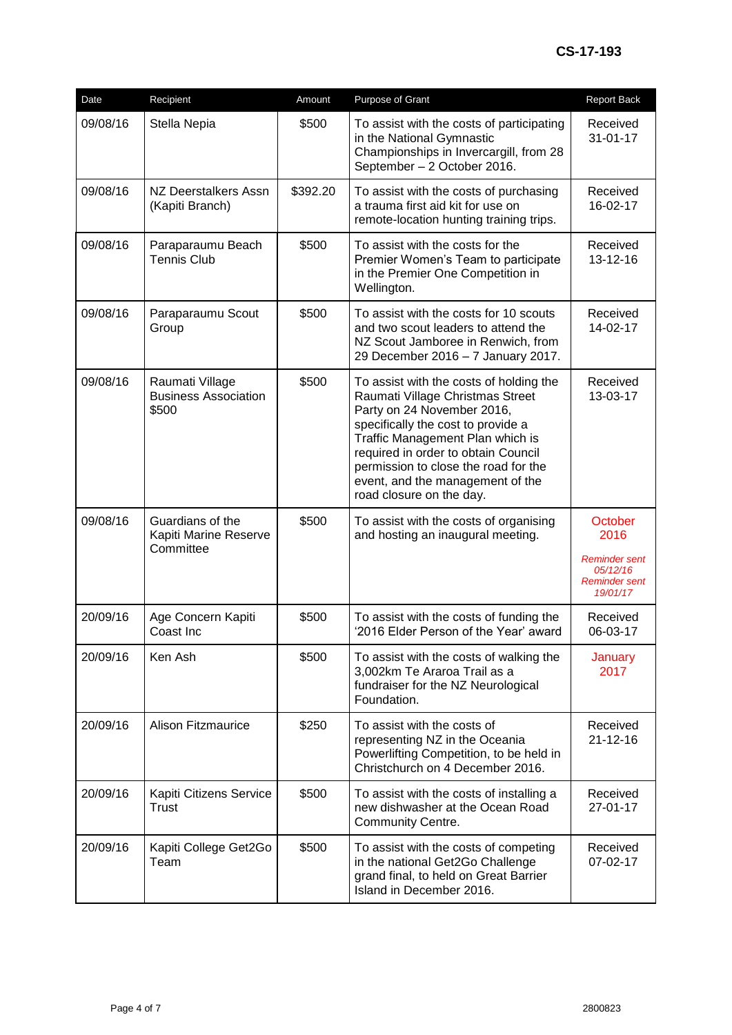CS-17-193

| Date | Recipient | Amount | Purpose of Grant | Report Back |
|---|---|---|---|---|
| 09/08/16 | Stella Nepia | $500 | To assist with the costs of participating in the National Gymnastic Championships in Invercargill, from 28 September – 2 October 2016. | Received 31-01-17 |
| 09/08/16 | NZ Deerstalkers Assn (Kapiti Branch) | $392.20 | To assist with the costs of purchasing a trauma first aid kit for use on remote-location hunting training trips. | Received 16-02-17 |
| 09/08/16 | Paraparaumu Beach Tennis Club | $500 | To assist with the costs for the Premier Women's Team to participate in the Premier One Competition in Wellington. | Received 13-12-16 |
| 09/08/16 | Paraparaumu Scout Group | $500 | To assist with the costs for 10 scouts and two scout leaders to attend the NZ Scout Jamboree in Renwich, from 29 December 2016 – 7 January 2017. | Received 14-02-17 |
| 09/08/16 | Raumati Village Business Association $500 | $500 | To assist with the costs of holding the Raumati Village Christmas Street Party on 24 November 2016, specifically the cost to provide a Traffic Management Plan which is required in order to obtain Council permission to close the road for the event, and the management of the road closure on the day. | Received 13-03-17 |
| 09/08/16 | Guardians of the Kapiti Marine Reserve Committee | $500 | To assist with the costs of organising and hosting an inaugural meeting. | October 2016 *Reminder sent 05/12/16* *Reminder sent 19/01/17* |
| 20/09/16 | Age Concern Kapiti Coast Inc | $500 | To assist with the costs of funding the '2016 Elder Person of the Year' award | Received 06-03-17 |
| 20/09/16 | Ken Ash | $500 | To assist with the costs of walking the 3,002km Te Araroa Trail as a fundraiser for the NZ Neurological Foundation. | January 2017 |
| 20/09/16 | Alison Fitzmaurice | $250 | To assist with the costs of representing NZ in the Oceania Powerlifting Competition, to be held in Christchurch on 4 December 2016. | Received 21-12-16 |
| 20/09/16 | Kapiti Citizens Service Trust | $500 | To assist with the costs of installing a new dishwasher at the Ocean Road Community Centre. | Received 27-01-17 |
| 20/09/16 | Kapiti College Get2Go Team | $500 | To assist with the costs of competing in the national Get2Go Challenge grand final, to held on Great Barrier Island in December 2016. | Received 07-02-17 |

2800823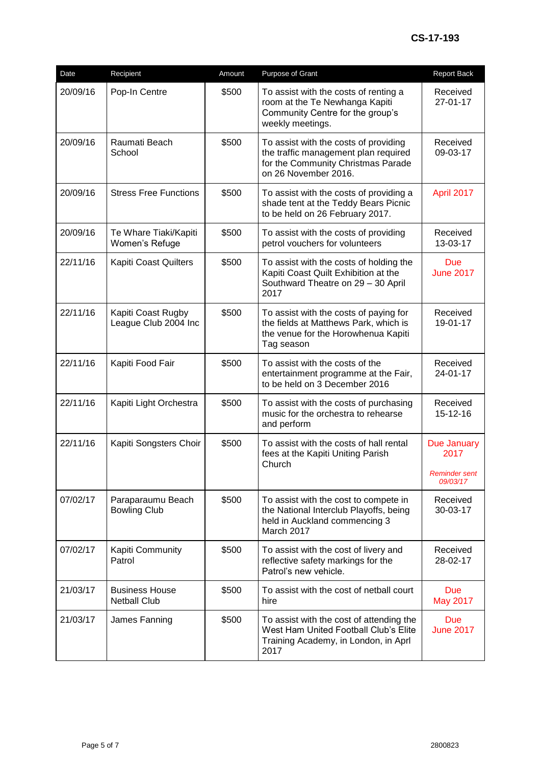**CS-17-193**

| Date | Recipient | Amount | Purpose of Grant | Report Back |
|---|---|---|---|---|
| 20/09/16 | Pop-In Centre | $500 | To assist with the costs of renting a room at the Te Newhanga Kapiti Community Centre for the group's weekly meetings. | Received 27-01-17 |
| 20/09/16 | Raumati Beach School | $500 | To assist with the costs of providing the traffic management plan required for the Community Christmas Parade on 26 November 2016. | Received 09-03-17 |
| 20/09/16 | Stress Free Functions | $500 | To assist with the costs of providing a shade tent at the Teddy Bears Picnic to be held on 26 February 2017. | April 2017 |
| 20/09/16 | Te Whare Tiaki/Kapiti Women's Refuge | $500 | To assist with the costs of providing petrol vouchers for volunteers | Received 13-03-17 |
| 22/11/16 | Kapiti Coast Quilters | $500 | To assist with the costs of holding the Kapiti Coast Quilt Exhibition at the Southward Theatre on 29 – 30 April 2017 | Due June 2017 |
| 22/11/16 | Kapiti Coast Rugby League Club 2004 Inc | $500 | To assist with the costs of paying for the fields at Matthews Park, which is the venue for the Horowhenua Kapiti Tag season | Received 19-01-17 |
| 22/11/16 | Kapiti Food Fair | $500 | To assist with the costs of the entertainment programme at the Fair, to be held on 3 December 2016 | Received 24-01-17 |
| 22/11/16 | Kapiti Light Orchestra | $500 | To assist with the costs of purchasing music for the orchestra to rehearse and perform | Received 15-12-16 |
| 22/11/16 | Kapiti Songsters Choir | $500 | To assist with the costs of hall rental fees at the Kapiti Uniting Parish Church | Due January 2017 *Reminder sent 09/03/17* |
| 07/02/17 | Paraparaumu Beach Bowling Club | $500 | To assist with the cost to compete in the National Interclub Playoffs, being held in Auckland commencing 3 March 2017 | Received 30-03-17 |
| 07/02/17 | Kapiti Community Patrol | $500 | To assist with the cost of livery and reflective safety markings for the Patrol's new vehicle. | Received 28-02-17 |
| 21/03/17 | Business House Netball Club | $500 | To assist with the cost of netball court hire | Due May 2017 |
| 21/03/17 | James Fanning | $500 | To assist with the cost of attending the West Ham United Football Club's Elite Training Academy, in London, in Aprl 2017 | Due June 2017 |

2800823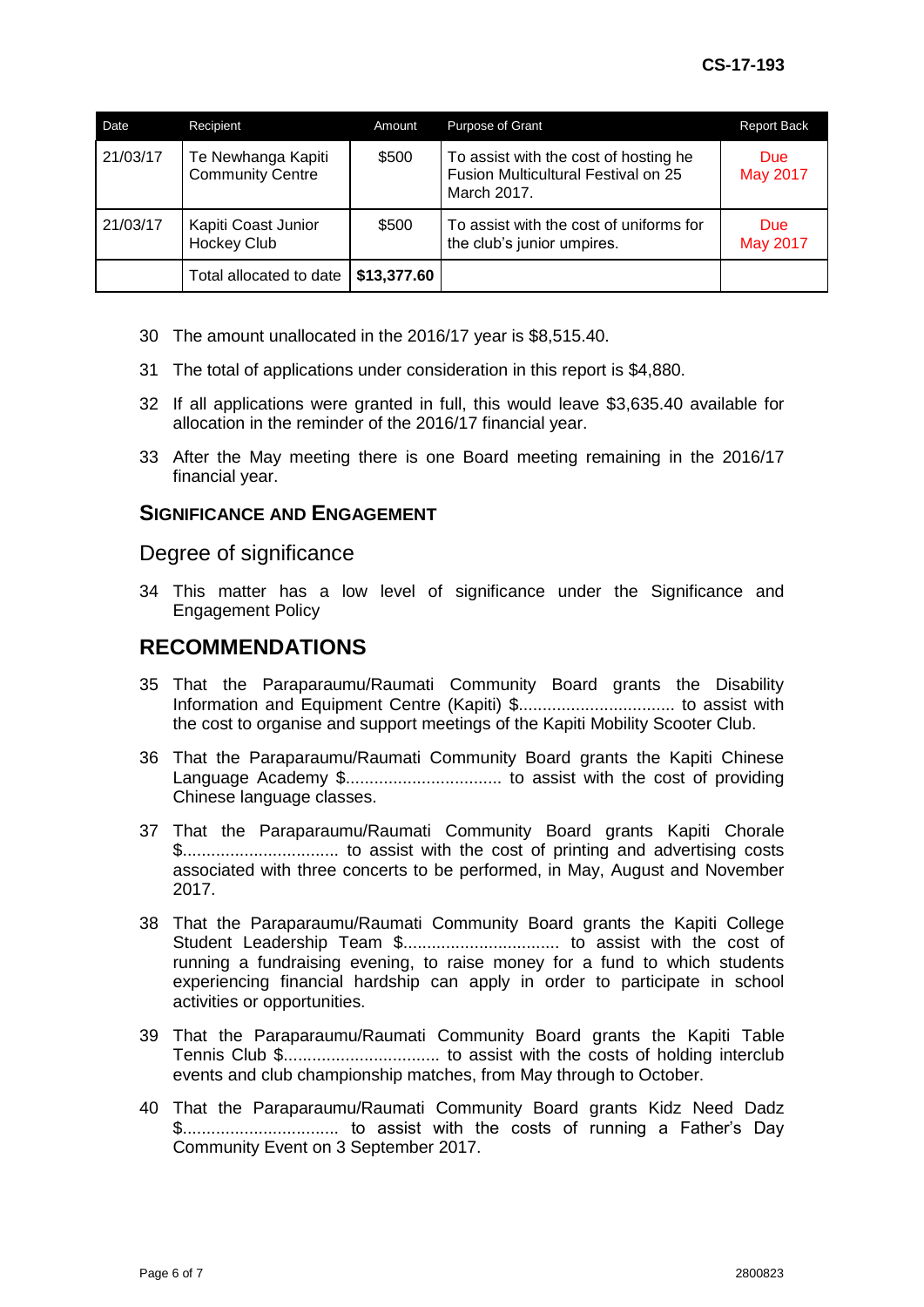| Date | Recipient | Amount | Purpose of Grant | Report Back |
|---|---|---|---|---|
| 21/03/17 | Te Newhanga Kapiti Community Centre | $500 | To assist with the cost of hosting he Fusion Multicultural Festival on 25 March 2017. | Due May 2017 |
| 21/03/17 | Kapiti Coast Junior Hockey Club | $500 | To assist with the cost of uniforms for the club's junior umpires. | Due May 2017 |
| | Total allocated to date | $13,377.60 | | |

30 The amount unallocated in the 2016/17 year is $8,515.40.

31 The total of applications under consideration in this report is $4,880.

32 If all applications were granted in full, this would leave $3,635.40 available for allocation in the reminder of the 2016/17 financial year.

33 After the May meeting there is one Board meeting remaining in the 2016/17 financial year.

## SIGNIFICANCE AND ENGAGEMENT

### Degree of significance

34 This matter has a low level of significance under the Significance and Engagement Policy

## RECOMMENDATIONS

35 That the Paraparaumu/Raumati Community Board grants the Disability Information and Equipment Centre (Kapiti) $................................ to assist with the cost to organise and support meetings of the Kapiti Mobility Scooter Club.

36 That the Paraparaumu/Raumati Community Board grants the Kapiti Chinese Language Academy $................................ to assist with the cost of providing Chinese language classes.

37 That the Paraparaumu/Raumati Community Board grants Kapiti Chorale $................................ to assist with the cost of printing and advertising costs associated with three concerts to be performed, in May, August and November 2017.

38 That the Paraparaumu/Raumati Community Board grants the Kapiti College Student Leadership Team $................................ to assist with the cost of running a fundraising evening, to raise money for a fund to which students experiencing financial hardship can apply in order to participate in school activities or opportunities.

39 That the Paraparaumu/Raumati Community Board grants the Kapiti Table Tennis Club $................................ to assist with the costs of holding interclub events and club championship matches, from May through to October.

40 That the Paraparaumu/Raumati Community Board grants Kidz Need Dadz $................................ to assist with the costs of running a Father's Day Community Event on 3 September 2017.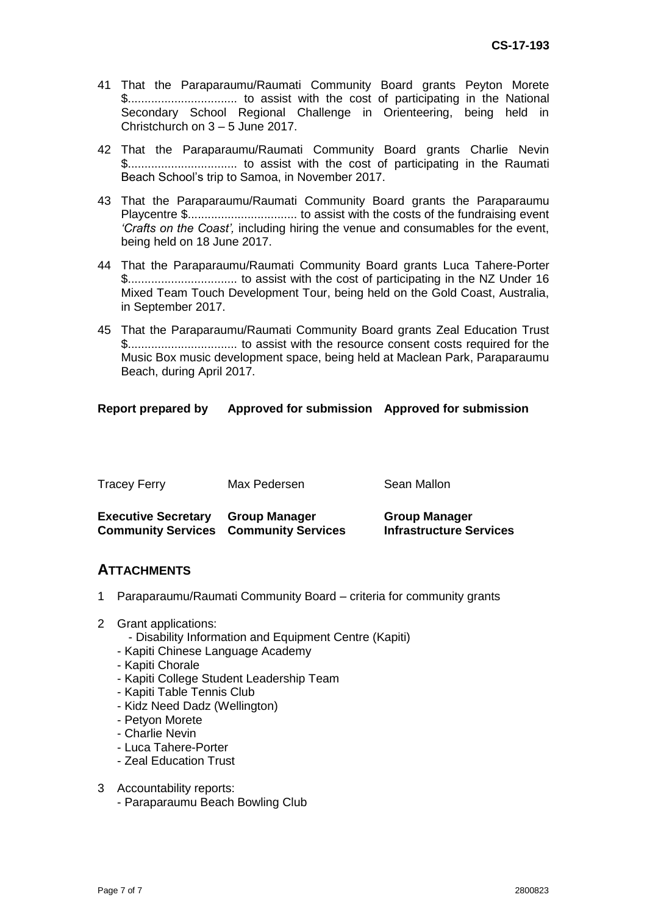41 That the Paraparaumu/Raumati Community Board grants Peyton Morete $................................. to assist with the cost of participating in the National Secondary School Regional Challenge in Orienteering, being held in Christchurch on 3 – 5 June 2017.

42 That the Paraparaumu/Raumati Community Board grants Charlie Nevin $................................. to assist with the cost of participating in the Raumati Beach School's trip to Samoa, in November 2017.

43 That the Paraparaumu/Raumati Community Board grants the Paraparaumu Playcentre $................................. to assist with the costs of the fundraising event *'Crafts on the Coast',* including hiring the venue and consumables for the event, being held on 18 June 2017.

44 That the Paraparaumu/Raumati Community Board grants Luca Tahere-Porter $................................. to assist with the cost of participating in the NZ Under 16 Mixed Team Touch Development Tour, being held on the Gold Coast, Australia, in September 2017.

45 That the Paraparaumu/Raumati Community Board grants Zeal Education Trust $................................. to assist with the resource consent costs required for the Music Box music development space, being held at Maclean Park, Paraparaumu Beach, during April 2017.

| **Report prepared by** | **Approved for submission** | **Approved for submission** |
|---|---|---|
| Tracey Ferry | Max Pedersen | Sean Mallon |
| **Executive Secretary Community Services** | **Group Manager Community Services** | **Group Manager Infrastructure Services** |

## ATTACHMENTS

1 Paraparaumu/Raumati Community Board – criteria for community grants

2 Grant applications:
- Disability Information and Equipment Centre (Kapiti)
- Kapiti Chinese Language Academy
- Kapiti Chorale
- Kapiti College Student Leadership Team
- Kapiti Table Tennis Club
- Kidz Need Dadz (Wellington)
- Petyon Morete
- Charlie Nevin
- Luca Tahere-Porter
- Zeal Education Trust

3 Accountability reports:
- Paraparaumu Beach Bowling Club